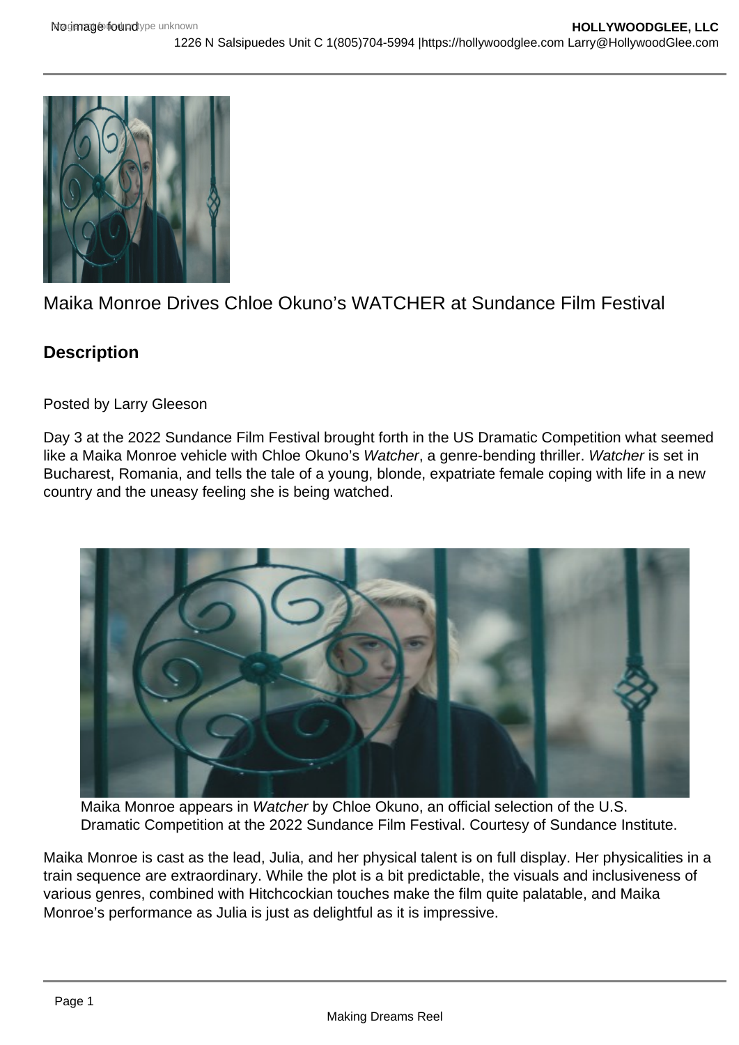# Maika Monroe Drives Chloe Okuno's WATCHER at Sundance Film Festival

## Description

Posted by Larry Gleeson

Day 3 at the 2022 Sundance Film Festival brought forth in the US Dramatic Competition what seemed like a Maika Monroe vehicle with Chloe Okuno's *Watcher*, a genre-bending thriller. *Watcher* is set in Bucharest, Romania, and tells the tale of a young, blonde, expatriate female coping with life in a new country and the uneasy feeling she is being watched.

Maika Monroe appears in *Watcher* by Chloe Okuno, an official selection of the U.S. Dramatic Competition at the 2022 Sundance Film Festival. Courtesy of Sundance Institute.

Maika Monroe is cast as the lead, Julia, and her physical talent is on full display. Her physicalities in a train sequence are extraordinary. While the plot is a bit predictable, the visuals and inclusiveness of various genres, combined with Hitchcockian touches make the film quite palatable, and Maika Monroe's performance as Julia is just as delightful as it is impressive.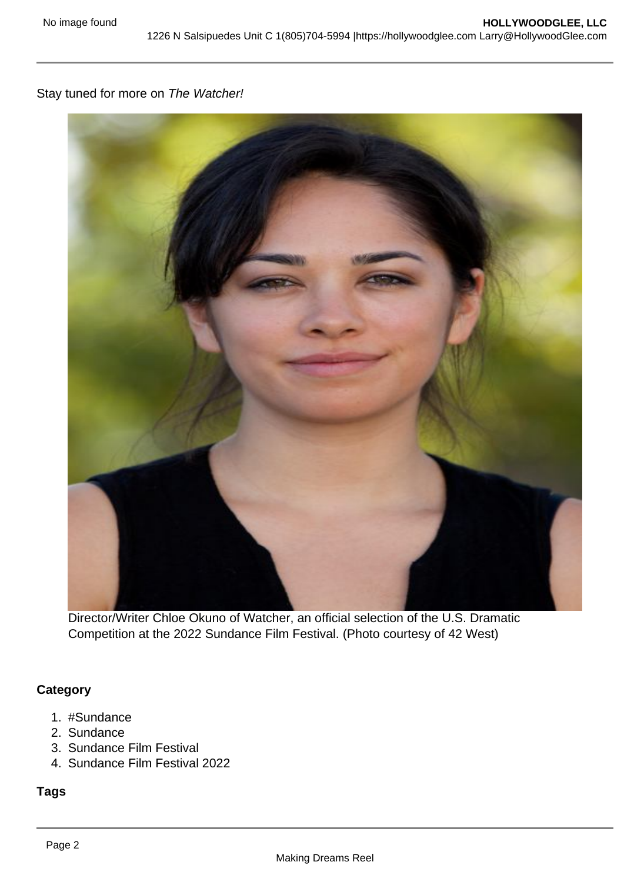Stay tuned for more on *The Watcher!*

Director/Writer Chloe Okuno of Watcher, an official selection of the U.S. Dramatic Competition at the 2022 Sundance Film Festival. (Photo courtesy of 42 West)

**Category**

1. #Sundance
2. Sundance
3. Sundance Film Festival
4. Sundance Film Festival 2022

**Tags**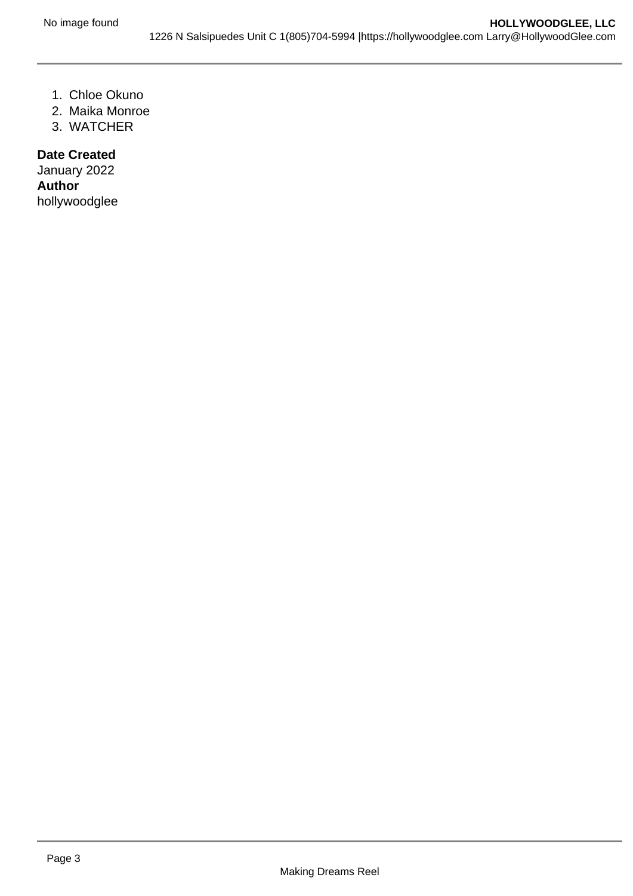1. Chloe Okuno
2. Maika Monroe
3. WATCHER

**Date Created**
January 2022
**Author**
hollywoodglee